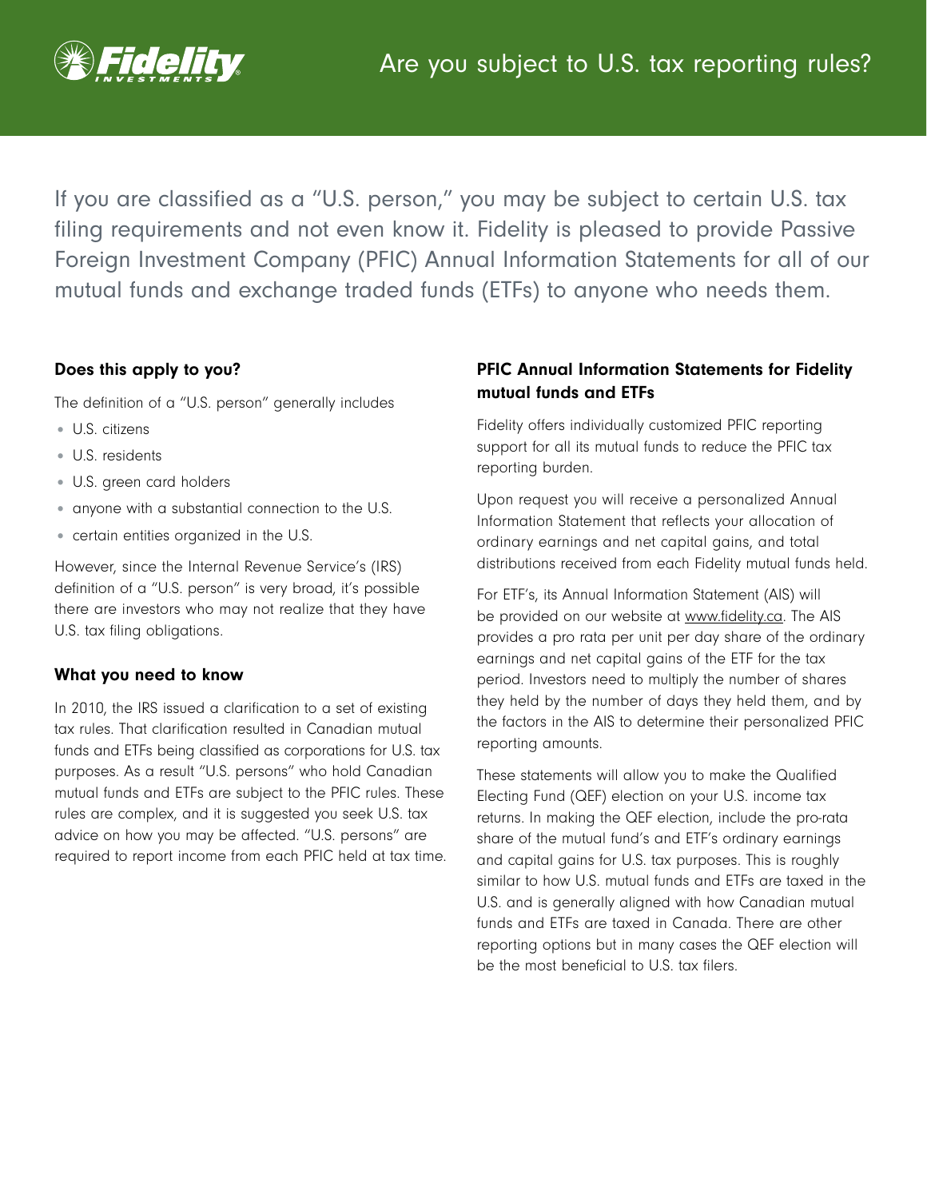# Are you subject to U.S. tax reporting rules?

If you are classified as a "U.S. person," you may be subject to certain U.S. tax filing requirements and not even know it. Fidelity is pleased to provide Passive Foreign Investment Company (PFIC) Annual Information Statements for all of our mutual funds and exchange traded funds (ETFs) to anyone who needs them.

### Does this apply to you?

The definition of a "U.S. person" generally includes

- U.S. citizens
- U.S. residents
- U.S. green card holders
- anyone with a substantial connection to the U.S.
- certain entities organized in the U.S.

However, since the Internal Revenue Service's (IRS) definition of a "U.S. person" is very broad, it's possible there are investors who may not realize that they have U.S. tax filing obligations.

### What you need to know

In 2010, the IRS issued a clarification to a set of existing tax rules. That clarification resulted in Canadian mutual funds and ETFs being classified as corporations for U.S. tax purposes. As a result "U.S. persons" who hold Canadian mutual funds and ETFs are subject to the PFIC rules. These rules are complex, and it is suggested you seek U.S. tax advice on how you may be affected. "U.S. persons" are required to report income from each PFIC held at tax time.

### PFIC Annual Information Statements for Fidelity mutual funds and ETFs

Fidelity offers individually customized PFIC reporting support for all its mutual funds to reduce the PFIC tax reporting burden.

Upon request you will receive a personalized Annual Information Statement that reflects your allocation of ordinary earnings and net capital gains, and total distributions received from each Fidelity mutual funds held.

For ETF's, its Annual Information Statement (AIS) will be provided on our website at www.fidelity.ca. The AIS provides a pro rata per unit per day share of the ordinary earnings and net capital gains of the ETF for the tax period. Investors need to multiply the number of shares they held by the number of days they held them, and by the factors in the AIS to determine their personalized PFIC reporting amounts.

These statements will allow you to make the Qualified Electing Fund (QEF) election on your U.S. income tax returns. In making the QEF election, include the pro-rata share of the mutual fund's and ETF's ordinary earnings and capital gains for U.S. tax purposes. This is roughly similar to how U.S. mutual funds and ETFs are taxed in the U.S. and is generally aligned with how Canadian mutual funds and ETFs are taxed in Canada. There are other reporting options but in many cases the QEF election will be the most beneficial to U.S. tax filers.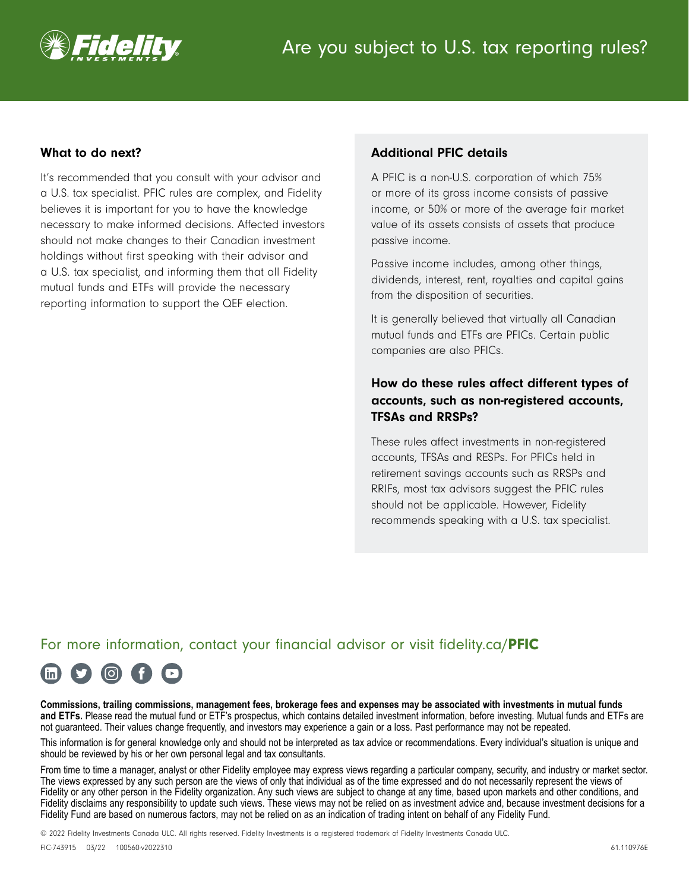## Are you subject to U.S. tax reporting rules?

### What to do next?

It's recommended that you consult with your advisor and a U.S. tax specialist. PFIC rules are complex, and Fidelity believes it is important for you to have the knowledge necessary to make informed decisions. Affected investors should not make changes to their Canadian investment holdings without first speaking with their advisor and a U.S. tax specialist, and informing them that all Fidelity mutual funds and ETFs will provide the necessary reporting information to support the QEF election.

### Additional PFIC details

A PFIC is a non-U.S. corporation of which 75% or more of its gross income consists of passive income, or 50% or more of the average fair market value of its assets consists of assets that produce passive income.

Passive income includes, among other things, dividends, interest, rent, royalties and capital gains from the disposition of securities.

It is generally believed that virtually all Canadian mutual funds and ETFs are PFICs. Certain public companies are also PFICs.

### How do these rules affect different types of accounts, such as non-registered accounts, TFSAs and RRSPs?

These rules affect investments in non-registered accounts, TFSAs and RESPs. For PFICs held in retirement savings accounts such as RRSPs and RRIFs, most tax advisors suggest the PFIC rules should not be applicable. However, Fidelity recommends speaking with a U.S. tax specialist.

For more information, contact your financial advisor or visit fidelity.ca/**PFIC**

**Commissions, trailing commissions, management fees, brokerage fees and expenses may be associated with investments in mutual funds and ETFs.** Please read the mutual fund or ETF's prospectus, which contains detailed investment information, before investing. Mutual funds and ETFs are not guaranteed. Their values change frequently, and investors may experience a gain or a loss. Past performance may not be repeated.

This information is for general knowledge only and should not be interpreted as tax advice or recommendations. Every individual's situation is unique and should be reviewed by his or her own personal legal and tax consultants.

From time to time a manager, analyst or other Fidelity employee may express views regarding a particular company, security, and industry or market sector. The views expressed by any such person are the views of only that individual as of the time expressed and do not necessarily represent the views of Fidelity or any other person in the Fidelity organization. Any such views are subject to change at any time, based upon markets and other conditions, and Fidelity disclaims any responsibility to update such views. These views may not be relied on as investment advice and, because investment decisions for a Fidelity Fund are based on numerous factors, may not be relied on as an indication of trading intent on behalf of any Fidelity Fund.

© 2022 Fidelity Investments Canada ULC. All rights reserved. Fidelity Investments is a registered trademark of Fidelity Investments Canada ULC.

FIC-743915 03/22 100560-v2022310 61.110976E